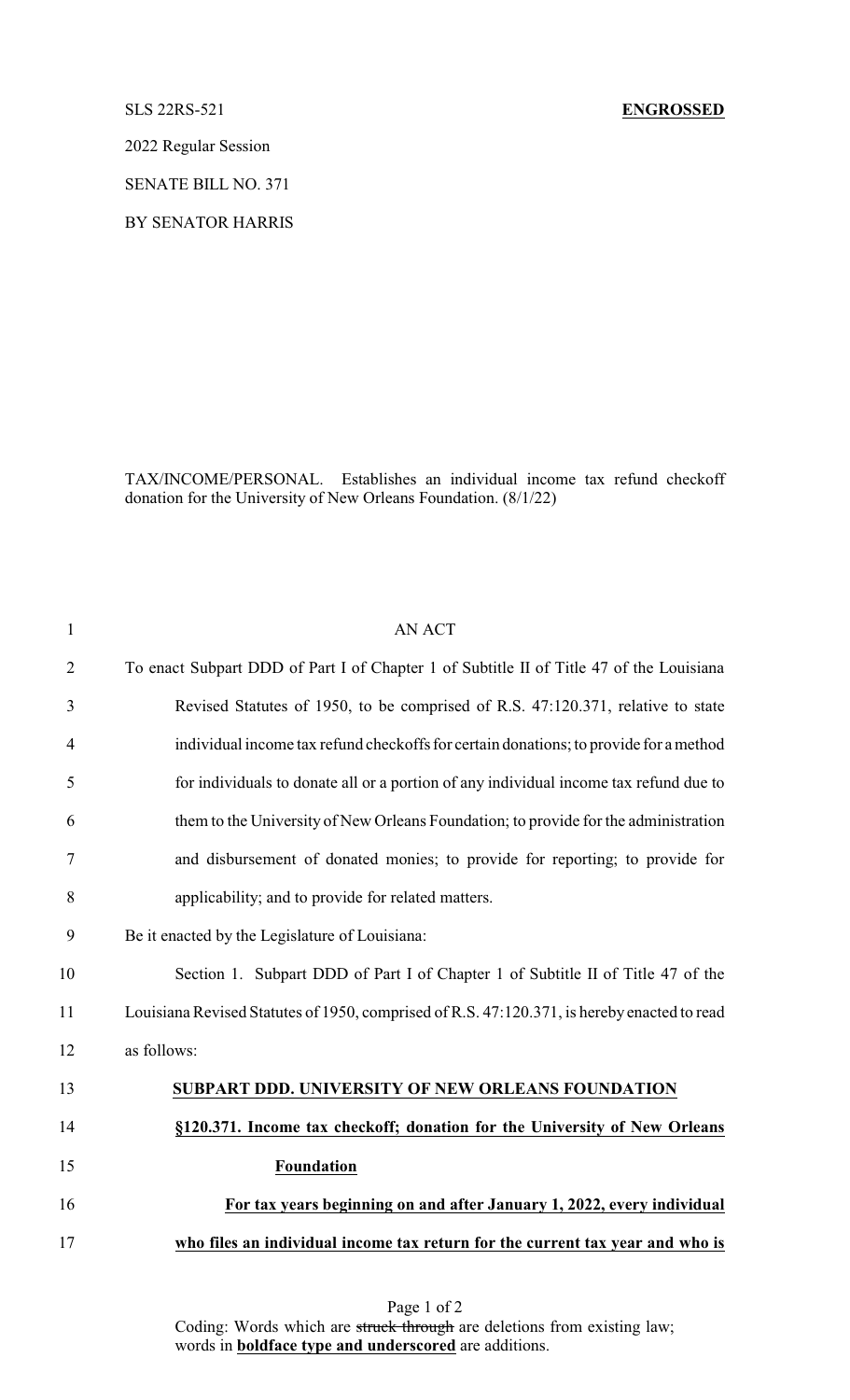SLS 22RS-521 **ENGROSSED**

2022 Regular Session

SENATE BILL NO. 371

BY SENATOR HARRIS

TAX/INCOME/PERSONAL. Establishes an individual income tax refund checkoff donation for the University of New Orleans Foundation. (8/1/22)

1 AN ACT

2 To enact Subpart DDD of Part I of Chapter 1 of Subtitle II of Title 47 of the Louisiana

3 Revised Statutes of 1950, to be comprised of R.S. 47:120.371, relative to state

4 individual income tax refund checkoffs for certain donations; to provide for a method

5 for individuals to donate all or a portion of any individual income tax refund due to

6 them to the University of New Orleans Foundation; to provide for the administration

7 and disbursement of donated monies; to provide for reporting; to provide for

8 applicability; and to provide for related matters.

9 Be it enacted by the Legislature of Louisiana:

10 Section 1. Subpart DDD of Part I of Chapter 1 of Subtitle II of Title 47 of the

11 Louisiana Revised Statutes of 1950, comprised of R.S. 47:120.371, is hereby enacted to read

12 as follows:

13 **SUBPART DDD. UNIVERSITY OF NEW ORLEANS FOUNDATION**

14 **§120.371. Income tax checkoff; donation for the University of New Orleans**

15 **Foundation**

16 **For tax years beginning on and after January 1, 2022, every individual**

17 **who files an individual income tax return for the current tax year and who is**

Coding: Words which are ~~struck through~~ are deletions from existing law; words in **boldface type and underscored** are additions.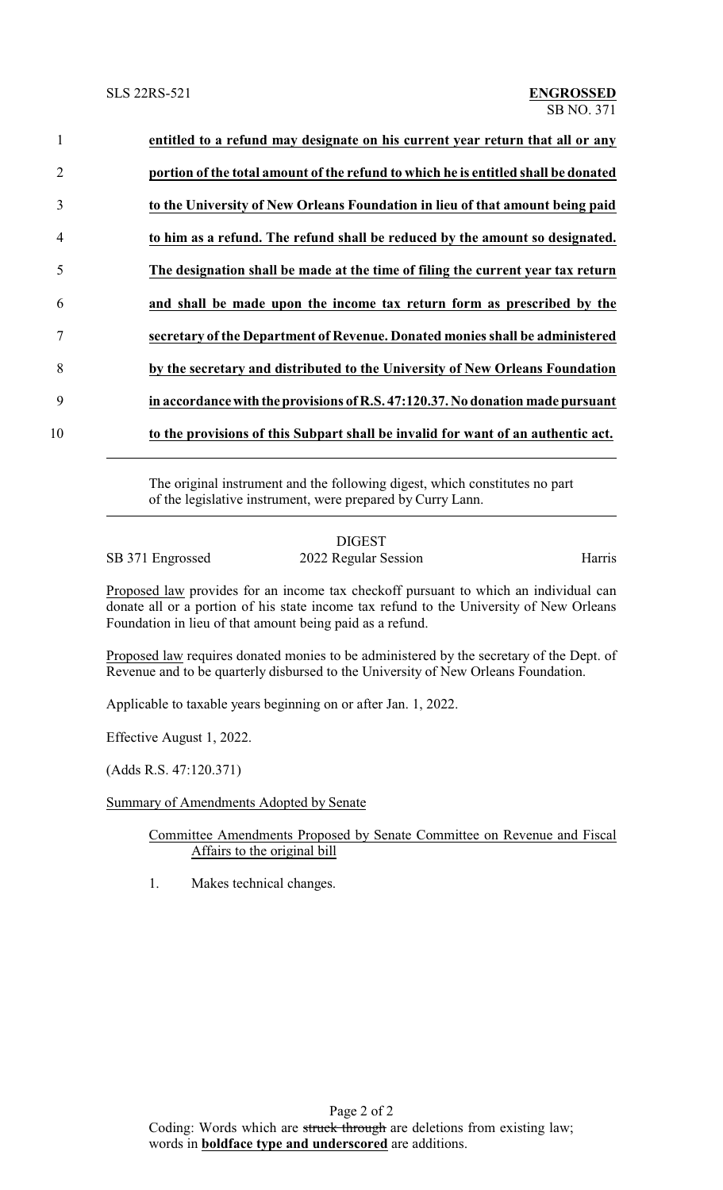1 **entitled to a refund may designate on his current year return that all or any**
2 **portion of the total amount of the refund to which he is entitled shall be donated**
3 **to the University of New Orleans Foundation in lieu of that amount being paid**
4 **to him as a refund. The refund shall be reduced by the amount so designated.**
5 **The designation shall be made at the time of filing the current year tax return**
6 **and shall be made upon the income tax return form as prescribed by the**
7 **secretary of the Department of Revenue. Donated monies shall be administered**
8 **by the secretary and distributed to the University of New Orleans Foundation**
9 **in accordance with the provisions of R.S. 47:120.37. No donation made pursuant**
10 **to the provisions of this Subpart shall be invalid for want of an authentic act.**

---

The original instrument and the following digest, which constitutes no part of the legislative instrument, were prepared by Curry Lann.

---

DIGEST

SB 371 Engrossed — 2022 Regular Session — Harris

Proposed law provides for an income tax checkoff pursuant to which an individual can donate all or a portion of his state income tax refund to the University of New Orleans Foundation in lieu of that amount being paid as a refund.

Proposed law requires donated monies to be administered by the secretary of the Dept. of Revenue and to be quarterly disbursed to the University of New Orleans Foundation.

Applicable to taxable years beginning on or after Jan. 1, 2022.

Effective August 1, 2022.

(Adds R.S. 47:120.371)

Summary of Amendments Adopted by Senate

Committee Amendments Proposed by Senate Committee on Revenue and Fiscal Affairs to the original bill

1. Makes technical changes.

Coding: Words which are ~~struck through~~ are deletions from existing law; words in **boldface type and underscored** are additions.